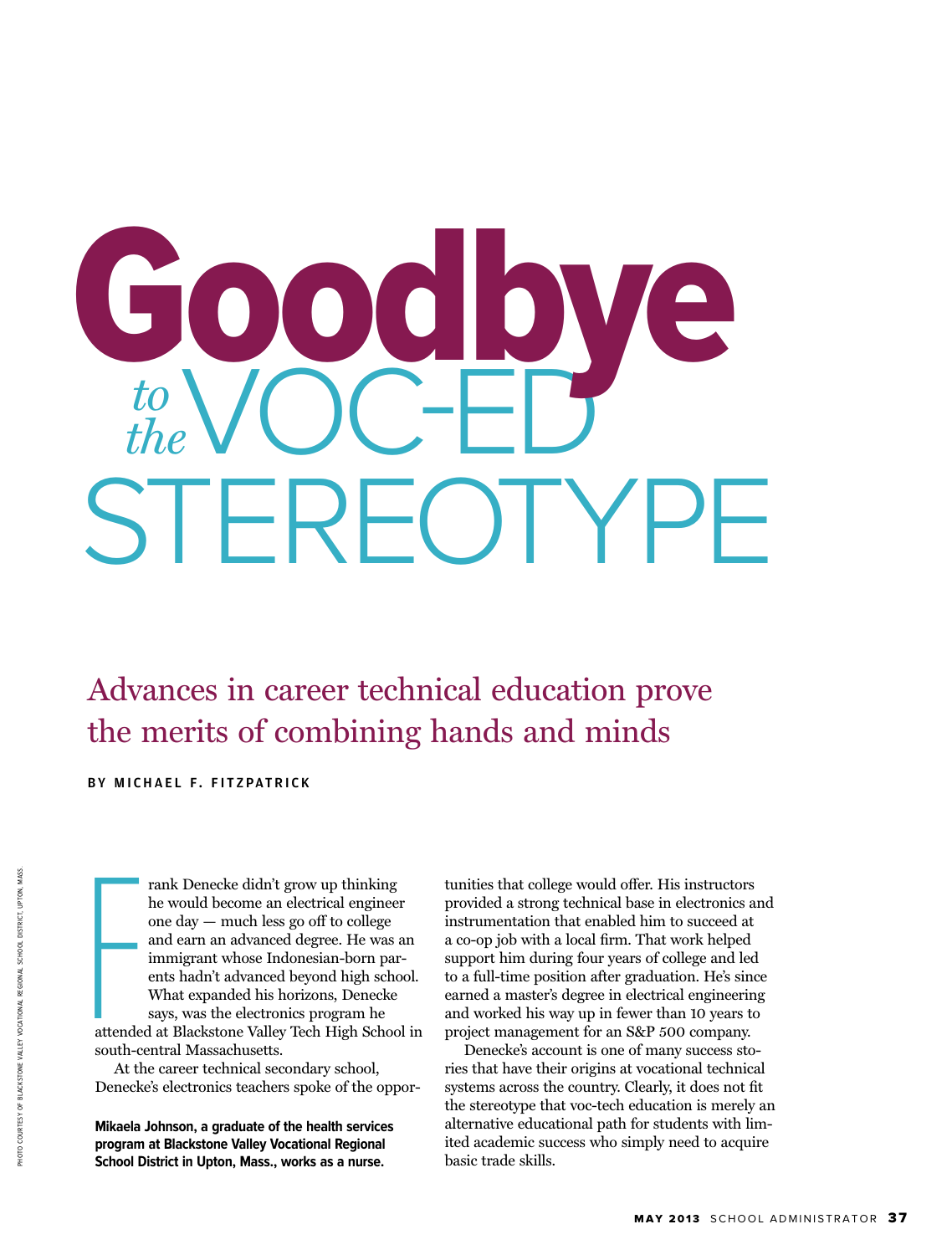# Goodbye *to the* VOC-ED STEREOTYPE

## Advances in career technical education prove the merits of combining hands and minds

BY MICHAEL F. FITZPATRICK

PHOTO COURTESY OF BLACKSTONE VALLEY VOCATIONAL REGIONAL SCHOOL DISTRICT, UPTON, MASS.

Frank Denecke didn't grow up thinking he would become an electrical engineer one day — much less go off to college and earn an advanced degree. He was an immigrant whose Indonesian-born parents hadn't advanced beyond high school. What expanded his horizons, Denecke says, was the electronics program he attended at Blackstone Valley Tech High School in south-central Massachusetts.

At the career technical secondary school, Denecke's electronics teachers spoke of the opportunities that college would offer. His instructors provided a strong technical base in electronics and instrumentation that enabled him to succeed at a co-op job with a local firm. That work helped support him during four years of college and led to a full-time position after graduation. He's since earned a master's degree in electrical engineering and worked his way up in fewer than 10 years to project management for an S&P 500 company.

Denecke's account is one of many success stories that have their origins at vocational technical systems across the country. Clearly, it does not fit the stereotype that voc-tech education is merely an alternative educational path for students with limited academic success who simply need to acquire basic trade skills.

**Mikaela Johnson, a graduate of the health services program at Blackstone Valley Vocational Regional School District in Upton, Mass., works as a nurse.**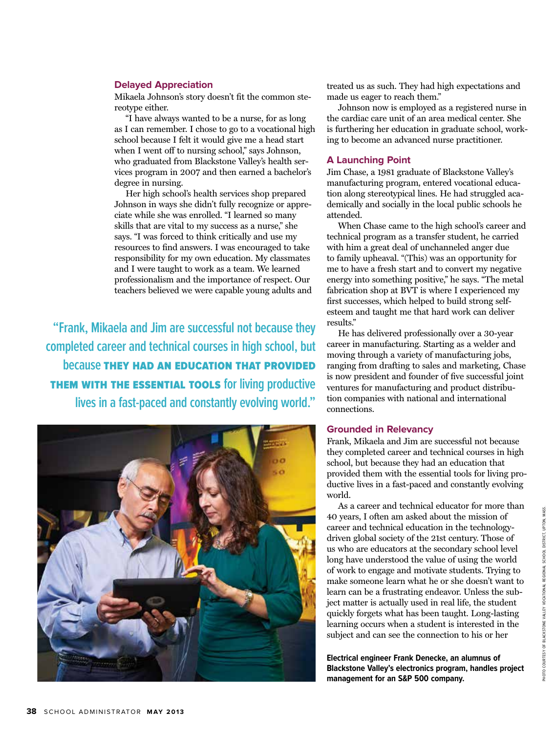### Delayed Appreciation

Mikaela Johnson's story doesn't fit the common stereotype either.

"I have always wanted to be a nurse, for as long as I can remember. I chose to go to a vocational high school because I felt it would give me a head start when I went off to nursing school," says Johnson, who graduated from Blackstone Valley's health services program in 2007 and then earned a bachelor's degree in nursing.

Her high school's health services shop prepared Johnson in ways she didn't fully recognize or appreciate while she was enrolled. "I learned so many skills that are vital to my success as a nurse," she says. "I was forced to think critically and use my resources to find answers. I was encouraged to take responsibility for my own education. My classmates and I were taught to work as a team. We learned professionalism and the importance of respect. Our teachers believed we were capable young adults and treated us as such. They had high expectations and made us eager to reach them."

Johnson now is employed as a registered nurse in the cardiac care unit of an area medical center. She is furthering her education in graduate school, working to become an advanced nurse practitioner.

> "Frank, Mikaela and Jim are successful not because they completed career and technical courses in high school, but because **THEY HAD AN EDUCATION THAT PROVIDED THEM WITH THE ESSENTIAL TOOLS** for living productive lives in a fast-paced and constantly evolving world."

### A Launching Point

Jim Chase, a 1981 graduate of Blackstone Valley's manufacturing program, entered vocational education along stereotypical lines. He had struggled academically and socially in the local public schools he attended.

When Chase came to the high school's career and technical program as a transfer student, he carried with him a great deal of unchanneled anger due to family upheaval. "(This) was an opportunity for me to have a fresh start and to convert my negative energy into something positive," he says. "The metal fabrication shop at BVT is where I experienced my first successes, which helped to build strong self-esteem and taught me that hard work can deliver results."

He has delivered professionally over a 30-year career in manufacturing. Starting as a welder and moving through a variety of manufacturing jobs, ranging from drafting to sales and marketing, Chase is now president and founder of five successful joint ventures for manufacturing and product distribution companies with national and international connections.

### Grounded in Relevancy

Frank, Mikaela and Jim are successful not because they completed career and technical courses in high school, but because they had an education that provided them with the essential tools for living productive lives in a fast-paced and constantly evolving world.

As a career and technical educator for more than 40 years, I often am asked about the mission of career and technical education in the technology-driven global society of the 21st century. Those of us who are educators at the secondary school level long have understood the value of using the world of work to engage and motivate students. Trying to make someone learn what he or she doesn't want to learn can be a frustrating endeavor. Unless the subject matter is actually used in real life, the student quickly forgets what has been taught. Long-lasting learning occurs when a student is interested in the subject and can see the connection to his or her

**Electrical engineer Frank Denecke, an alumnus of Blackstone Valley's electronics program, handles project management for an S&P 500 company.**

PHOTO COURTESY OF BLACKSTONE VALLEY VOCATIONAL REGIONAL SCHOOL DISTRICT, UPTON, MASS.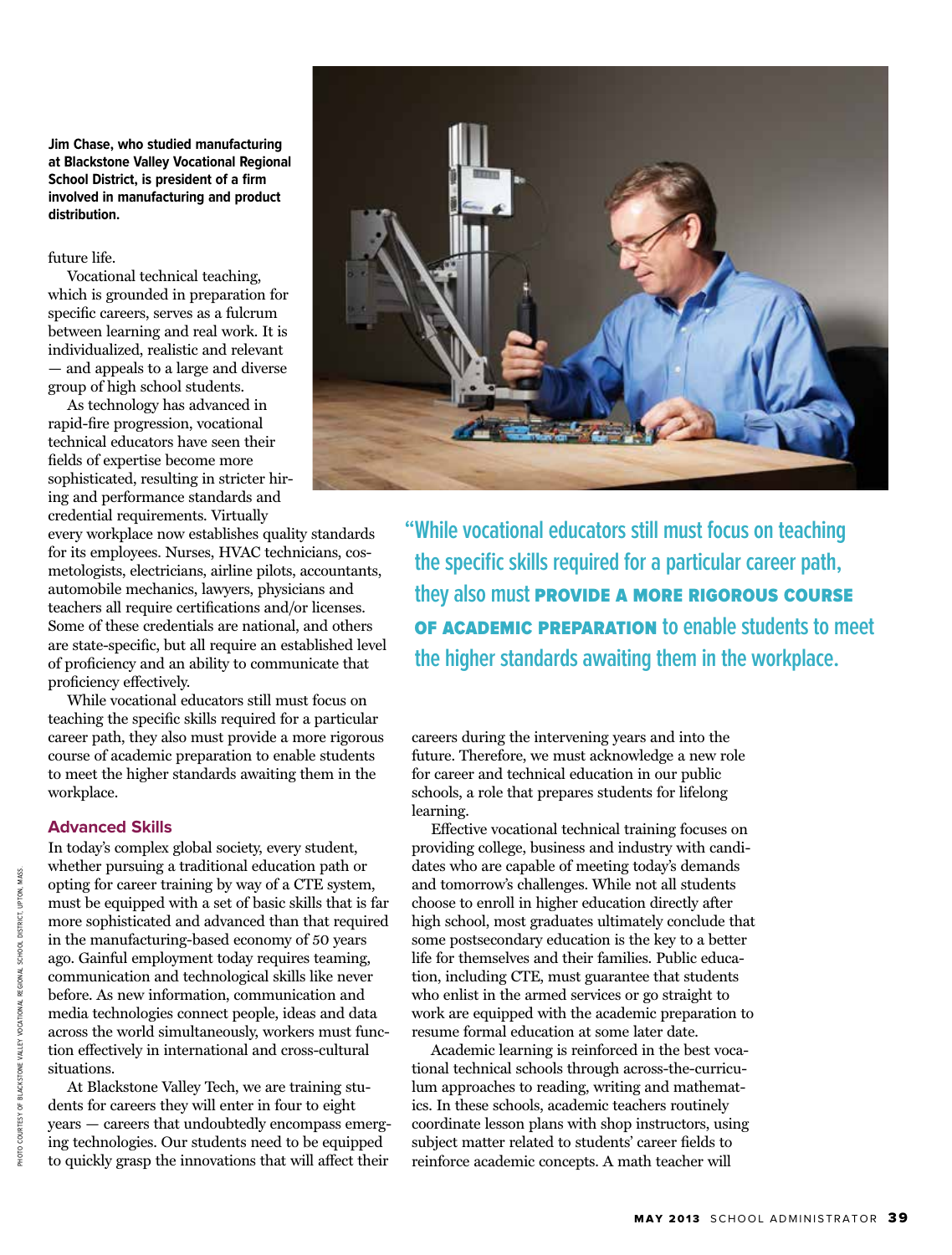Jim Chase, who studied manufacturing at Blackstone Valley Vocational Regional School District, is president of a firm involved in manufacturing and product distribution.

future life.

Vocational technical teaching, which is grounded in preparation for specific careers, serves as a fulcrum between learning and real work. It is individualized, realistic and relevant — and appeals to a large and diverse group of high school students.

As technology has advanced in rapid-fire progression, vocational technical educators have seen their fields of expertise become more sophisticated, resulting in stricter hiring and performance standards and credential requirements. Virtually every workplace now establishes quality standards for its employees. Nurses, HVAC technicians, cosmetologists, electricians, airline pilots, accountants, automobile mechanics, lawyers, physicians and teachers all require certifications and/or licenses. Some of these credentials are national, and others are state-specific, but all require an established level of proficiency and an ability to communicate that proficiency effectively.

While vocational educators still must focus on teaching the specific skills required for a particular career path, they also must provide a more rigorous course of academic preparation to enable students to meet the higher standards awaiting them in the workplace.

> "While vocational educators still must focus on teaching the specific skills required for a particular career path, they also must **PROVIDE A MORE RIGOROUS COURSE OF ACADEMIC PREPARATION** to enable students to meet the higher standards awaiting them in the workplace.

### Advanced Skills

In today's complex global society, every student, whether pursuing a traditional education path or opting for career training by way of a CTE system, must be equipped with a set of basic skills that is far more sophisticated and advanced than that required in the manufacturing-based economy of 50 years ago. Gainful employment today requires teaming, communication and technological skills like never before. As new information, communication and media technologies connect people, ideas and data across the world simultaneously, workers must function effectively in international and cross-cultural situations.

At Blackstone Valley Tech, we are training students for careers they will enter in four to eight years — careers that undoubtedly encompass emerging technologies. Our students need to be equipped to quickly grasp the innovations that will affect their careers during the intervening years and into the future. Therefore, we must acknowledge a new role for career and technical education in our public schools, a role that prepares students for lifelong learning.

Effective vocational technical training focuses on providing college, business and industry with candidates who are capable of meeting today's demands and tomorrow's challenges. While not all students choose to enroll in higher education directly after high school, most graduates ultimately conclude that some postsecondary education is the key to a better life for themselves and their families. Public education, including CTE, must guarantee that students who enlist in the armed services or go straight to work are equipped with the academic preparation to resume formal education at some later date.

Academic learning is reinforced in the best vocational technical schools through across-the-curriculum approaches to reading, writing and mathematics. In these schools, academic teachers routinely coordinate lesson plans with shop instructors, using subject matter related to students' career fields to reinforce academic concepts. A math teacher will

PHOTO COURTESY OF BLACKSTONE VALLEY VOCATIONAL REGIONAL SCHOOL DISTRICT, UPTON, MASS.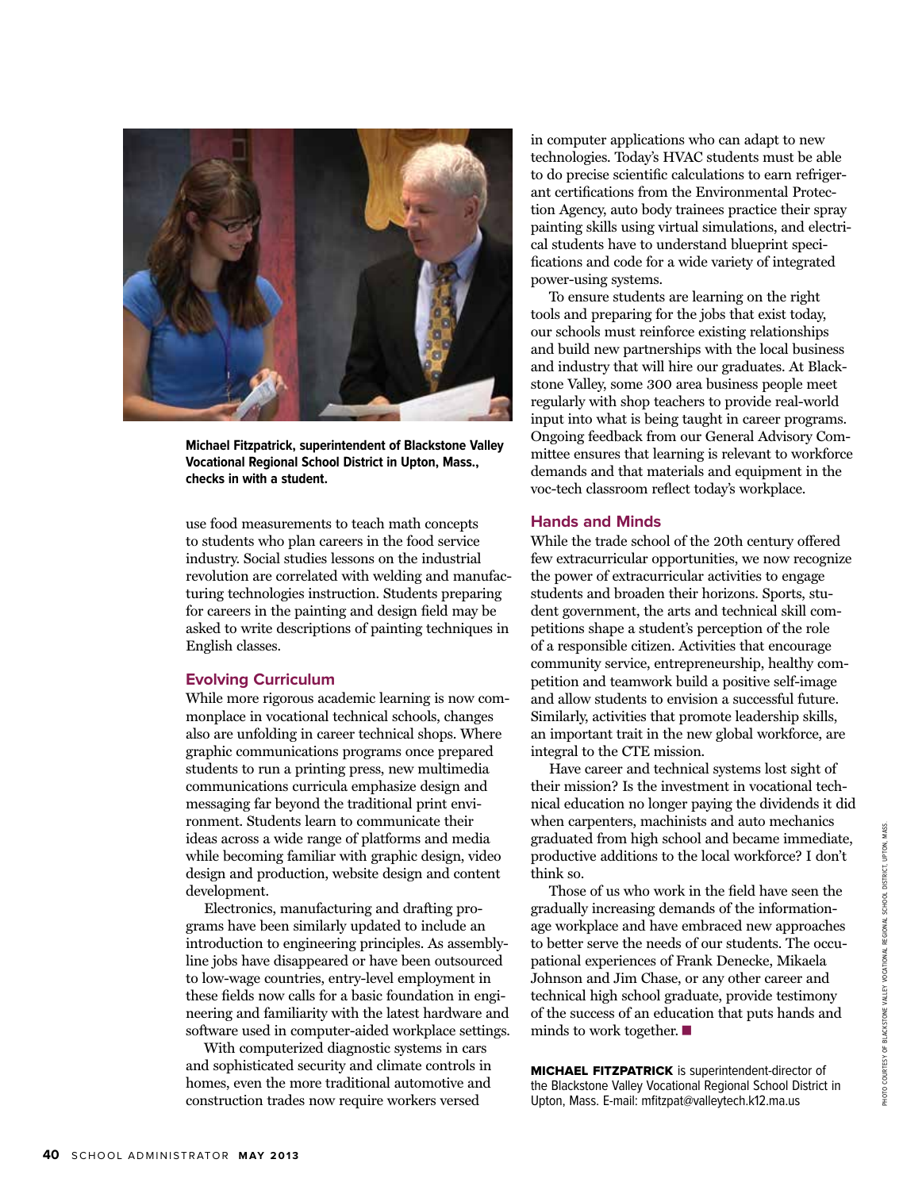**Michael Fitzpatrick, superintendent of Blackstone Valley Vocational Regional School District in Upton, Mass., checks in with a student.**

use food measurements to teach math concepts to students who plan careers in the food service industry. Social studies lessons on the industrial revolution are correlated with welding and manufacturing technologies instruction. Students preparing for careers in the painting and design field may be asked to write descriptions of painting techniques in English classes.

## Evolving Curriculum

While more rigorous academic learning is now commonplace in vocational technical schools, changes also are unfolding in career technical shops. Where graphic communications programs once prepared students to run a printing press, new multimedia communications curricula emphasize design and messaging far beyond the traditional print environment. Students learn to communicate their ideas across a wide range of platforms and media while becoming familiar with graphic design, video design and production, website design and content development.

Electronics, manufacturing and drafting programs have been similarly updated to include an introduction to engineering principles. As assembly-line jobs have disappeared or have been outsourced to low-wage countries, entry-level employment in these fields now calls for a basic foundation in engineering and familiarity with the latest hardware and software used in computer-aided workplace settings.

With computerized diagnostic systems in cars and sophisticated security and climate controls in homes, even the more traditional automotive and construction trades now require workers versed in computer applications who can adapt to new technologies. Today's HVAC students must be able to do precise scientific calculations to earn refrigerant certifications from the Environmental Protection Agency, auto body trainees practice their spray painting skills using virtual simulations, and electrical students have to understand blueprint specifications and code for a wide variety of integrated power-using systems.

To ensure students are learning on the right tools and preparing for the jobs that exist today, our schools must reinforce existing relationships and build new partnerships with the local business and industry that will hire our graduates. At Blackstone Valley, some 300 area business people meet regularly with shop teachers to provide real-world input into what is being taught in career programs. Ongoing feedback from our General Advisory Committee ensures that learning is relevant to workforce demands and that materials and equipment in the voc-tech classroom reflect today's workplace.

## Hands and Minds

While the trade school of the 20th century offered few extracurricular opportunities, we now recognize the power of extracurricular activities to engage students and broaden their horizons. Sports, student government, the arts and technical skill competitions shape a student's perception of the role of a responsible citizen. Activities that encourage community service, entrepreneurship, healthy competition and teamwork build a positive self-image and allow students to envision a successful future. Similarly, activities that promote leadership skills, an important trait in the new global workforce, are integral to the CTE mission.

Have career and technical systems lost sight of their mission? Is the investment in vocational technical education no longer paying the dividends it did when carpenters, machinists and auto mechanics graduated from high school and became immediate, productive additions to the local workforce? I don't think so.

Those of us who work in the field have seen the gradually increasing demands of the information-age workplace and have embraced new approaches to better serve the needs of our students. The occupational experiences of Frank Denecke, Mikaela Johnson and Jim Chase, or any other career and technical high school graduate, provide testimony of the success of an education that puts hands and minds to work together. ■

**MICHAEL FITZPATRICK** is superintendent-director of the Blackstone Valley Vocational Regional School District in Upton, Mass. E-mail: mfitzpat@valleytech.k12.ma.us

PHOTO COURTESY OF BLACKSTONE VALLEY VOCATIONAL REGIONAL SCHOOL DISTRICT, UPTON, MASS.